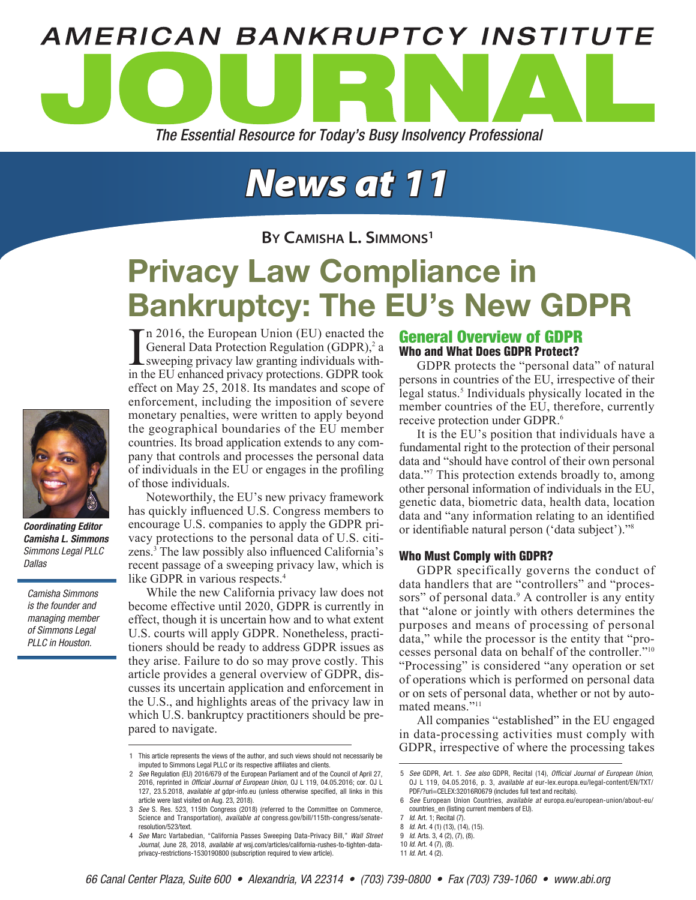# AMERICAN BANKRUPTCY INSTITUTE JOURNAL

*The Essential Resource for Today's Busy Insolvency Professional*

## News at 11

**By Camisha L. Simmons[1]**

# Privacy Law Compliance in Bankruptcy: The EU's New GDPR

***Coordinating Editor Camisha L. Simmons***
*Simmons Legal PLLC*
*Dallas*

*Camisha Simmons is the founder and managing member of Simmons Legal PLLC in Houston.*

In 2016, the European Union (EU) enacted the General Data Protection Regulation (GDPR),[2] a sweeping privacy law granting individuals within the EU enhanced privacy protections. GDPR took effect on May 25, 2018. Its mandates and scope of enforcement, including the imposition of severe monetary penalties, were written to apply beyond the geographical boundaries of the EU member countries. Its broad application extends to any company that controls and processes the personal data of individuals in the EU or engages in the profiling of those individuals.

Noteworthily, the EU's new privacy framework has quickly influenced U.S. Congress members to encourage U.S. companies to apply the GDPR privacy protections to the personal data of U.S. citizens.[3] The law possibly also influenced California's recent passage of a sweeping privacy law, which is like GDPR in various respects.[4]

While the new California privacy law does not become effective until 2020, GDPR is currently in effect, though it is uncertain how and to what extent U.S. courts will apply GDPR. Nonetheless, practitioners should be ready to address GDPR issues as they arise. Failure to do so may prove costly. This article provides a general overview of GDPR, discusses its uncertain application and enforcement in the U.S., and highlights areas of the privacy law in which U.S. bankruptcy practitioners should be prepared to navigate.

## General Overview of GDPR

### Who and What Does GDPR Protect?

GDPR protects the "personal data" of natural persons in countries of the EU, irrespective of their legal status.[5] Individuals physically located in the member countries of the EU, therefore, currently receive protection under GDPR.[6]

It is the EU's position that individuals have a fundamental right to the protection of their personal data and "should have control of their own personal data."[7] This protection extends broadly to, among other personal information of individuals in the EU, genetic data, biometric data, health data, location data and "any information relating to an identified or identifiable natural person ('data subject')."[8]

### Who Must Comply with GDPR?

GDPR specifically governs the conduct of data handlers that are "controllers" and "processors" of personal data.[9] A controller is any entity that "alone or jointly with others determines the purposes and means of processing of personal data," while the processor is the entity that "processes personal data on behalf of the controller."[10] "Processing" is considered "any operation or set of operations which is performed on personal data or on sets of personal data, whether or not by automated means."[11]

All companies "established" in the EU engaged in data-processing activities must comply with GDPR, irrespective of where the processing takes

---

1 This article represents the views of the author, and such views should not necessarily be imputed to Simmons Legal PLLC or its respective affiliates and clients.

2 *See* Regulation (EU) 2016/679 of the European Parliament and of the Council of April 27, 2016, reprinted in *Official Journal of European Union*, OJ L 119, 04.05.2016; cor. OJ L 127, 23.5.2018, *available at* gdpr-info.eu (unless otherwise specified, all links in this article were last visited on Aug. 23, 2018).

3 *See* S. Res. 523, 115th Congress (2018) (referred to the Committee on Commerce, Science and Transportation), *available at* congress.gov/bill/115th-congress/senate-resolution/523/text.

4 *See* Marc Vartabedian, "California Passes Sweeping Data-Privacy Bill," *Wall Street Journal*, June 28, 2018, *available at* wsj.com/articles/california-rushes-to-tighten-data-privacy-restrictions-1530190800 (subscription required to view article).

5 *See* GDPR, Art. 1. *See also* GDPR, Recital (14), *Official Journal of European Union*, OJ L 119, 04.05.2016, p. 3, *available at* eur-lex.europa.eu/legal-content/EN/TXT/PDF/?uri=CELEX:32016R0679 (includes full text and recitals).

6 *See* European Union Countries, *available at* europa.eu/european-union/about-eu/countries_en (listing current members of EU).

7 *Id.* Art. 1; Recital (7).

8 *Id.* Art. 4 (1) (13), (14), (15).

9 *Id.* Arts. 3, 4 (2), (7), (8).

10 *Id.* Art. 4 (7), (8).

11 *Id.* Art. 4 (2).

66 Canal Center Plaza, Suite 600 • Alexandria, VA 22314 • (703) 739-0800 • Fax (703) 739-1060 • www.abi.org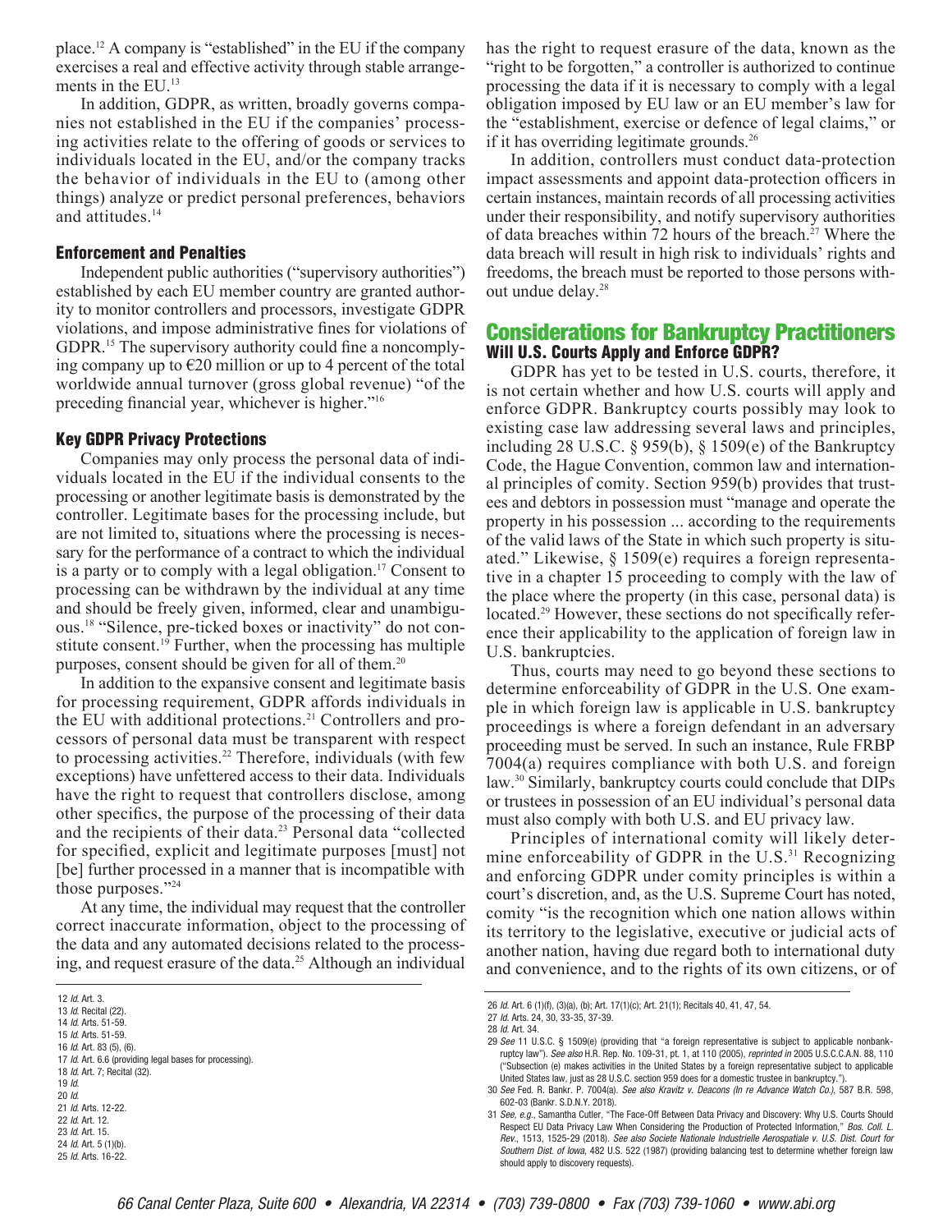place.[12] A company is "established" in the EU if the company exercises a real and effective activity through stable arrangements in the EU.[13]

In addition, GDPR, as written, broadly governs companies not established in the EU if the companies' processing activities relate to the offering of goods or services to individuals located in the EU, and/or the company tracks the behavior of individuals in the EU to (among other things) analyze or predict personal preferences, behaviors and attitudes.[14]

### Enforcement and Penalties

Independent public authorities ("supervisory authorities") established by each EU member country are granted authority to monitor controllers and processors, investigate GDPR violations, and impose administrative fines for violations of GDPR.[15] The supervisory authority could fine a noncomplying company up to €20 million or up to 4 percent of the total worldwide annual turnover (gross global revenue) "of the preceding financial year, whichever is higher."[16]

### Key GDPR Privacy Protections

Companies may only process the personal data of individuals located in the EU if the individual consents to the processing or another legitimate basis is demonstrated by the controller. Legitimate bases for the processing include, but are not limited to, situations where the processing is necessary for the performance of a contract to which the individual is a party or to comply with a legal obligation.[17] Consent to processing can be withdrawn by the individual at any time and should be freely given, informed, clear and unambiguous.[18] "Silence, pre-ticked boxes or inactivity" do not constitute consent.[19] Further, when the processing has multiple purposes, consent should be given for all of them.[20]

In addition to the expansive consent and legitimate basis for processing requirement, GDPR affords individuals in the EU with additional protections.[21] Controllers and processors of personal data must be transparent with respect to processing activities.[22] Therefore, individuals (with few exceptions) have unfettered access to their data. Individuals have the right to request that controllers disclose, among other specifics, the purpose of the processing of their data and the recipients of their data.[23] Personal data "collected for specified, explicit and legitimate purposes [must] not [be] further processed in a manner that is incompatible with those purposes."[24]

At any time, the individual may request that the controller correct inaccurate information, object to the processing of the data and any automated decisions related to the processing, and request erasure of the data.[25] Although an individual has the right to request erasure of the data, known as the "right to be forgotten," a controller is authorized to continue processing the data if it is necessary to comply with a legal obligation imposed by EU law or an EU member's law for the "establishment, exercise or defence of legal claims," or if it has overriding legitimate grounds.[26]

In addition, controllers must conduct data-protection impact assessments and appoint data-protection officers in certain instances, maintain records of all processing activities under their responsibility, and notify supervisory authorities of data breaches within 72 hours of the breach.[27] Where the data breach will result in high risk to individuals' rights and freedoms, the breach must be reported to those persons without undue delay.[28]

## Considerations for Bankruptcy Practitioners

### Will U.S. Courts Apply and Enforce GDPR?

GDPR has yet to be tested in U.S. courts, therefore, it is not certain whether and how U.S. courts will apply and enforce GDPR. Bankruptcy courts possibly may look to existing case law addressing several laws and principles, including 28 U.S.C. § 959(b), § 1509(e) of the Bankruptcy Code, the Hague Convention, common law and international principles of comity. Section 959(b) provides that trustees and debtors in possession must "manage and operate the property in his possession ... according to the requirements of the valid laws of the State in which such property is situated." Likewise, § 1509(e) requires a foreign representative in a chapter 15 proceeding to comply with the law of the place where the property (in this case, personal data) is located.[29] However, these sections do not specifically reference their applicability to the application of foreign law in U.S. bankruptcies.

Thus, courts may need to go beyond these sections to determine enforceability of GDPR in the U.S. One example in which foreign law is applicable in U.S. bankruptcy proceedings is where a foreign defendant in an adversary proceeding must be served. In such an instance, Rule FRBP 7004(a) requires compliance with both U.S. and foreign law.[30] Similarly, bankruptcy courts could conclude that DIPs or trustees in possession of an EU individual's personal data must also comply with both U.S. and EU privacy law.

Principles of international comity will likely determine enforceability of GDPR in the U.S.[31] Recognizing and enforcing GDPR under comity principles is within a court's discretion, and, as the U.S. Supreme Court has noted, comity "is the recognition which one nation allows within its territory to the legislative, executive or judicial acts of another nation, having due regard both to international duty and convenience, and to the rights of its own citizens, or of

---

12 *Id.* Art. 3.
13 *Id.* Recital (22).
14 *Id.* Arts. 51-59.
15 *Id.* Arts. 51-59.
16 *Id.* Art. 83 (5), (6).
17 *Id.* Art. 6.6 (providing legal bases for processing).
18 *Id.* Art. 7; Recital (32).
19 *Id.*
20 *Id.*
21 *Id.* Arts. 12-22.
22 *Id.* Art. 12.
23 *Id.* Art. 15.
24 *Id.* Art. 5 (1)(b).
25 *Id.* Arts. 16-22.
26 *Id.* Art. 6 (1)(f), (3)(a), (b); Art. 17(1)(c); Art. 21(1); Recitals 40, 41, 47, 54.
27 *Id.* Arts. 24, 30, 33-35, 37-39.
28 *Id.* Art. 34.
29 *See* 11 U.S.C. § 1509(e) (providing that "a foreign representative is subject to applicable nonbankruptcy law"). *See also* H.R. Rep. No. 109-31, pt. 1, at 110 (2005), *reprinted in* 2005 U.S.C.C.A.N. 88, 110 ("Subsection (e) makes activities in the United States by a foreign representative subject to applicable United States law, just as 28 U.S.C. section 959 does for a domestic trustee in bankruptcy.").
30 *See* Fed. R. Bankr. P. 7004(a). *See also Kravitz v. Deacons (In re Advance Watch Co.)*, 587 B.R. 598, 602-03 (Bankr. S.D.N.Y. 2018).
31 *See, e.g.*, Samantha Cutler, "The Face-Off Between Data Privacy and Discovery: Why U.S. Courts Should Respect EU Data Privacy Law When Considering the Production of Protected Information," *Bos. Coll. L. Rev.*, 1513, 1525-29 (2018). *See also Societe Nationale Industrielle Aerospatiale v. U.S. Dist. Court for Southern Dist. of Iowa*, 482 U.S. 522 (1987) (providing balancing test to determine whether foreign law should apply to discovery requests).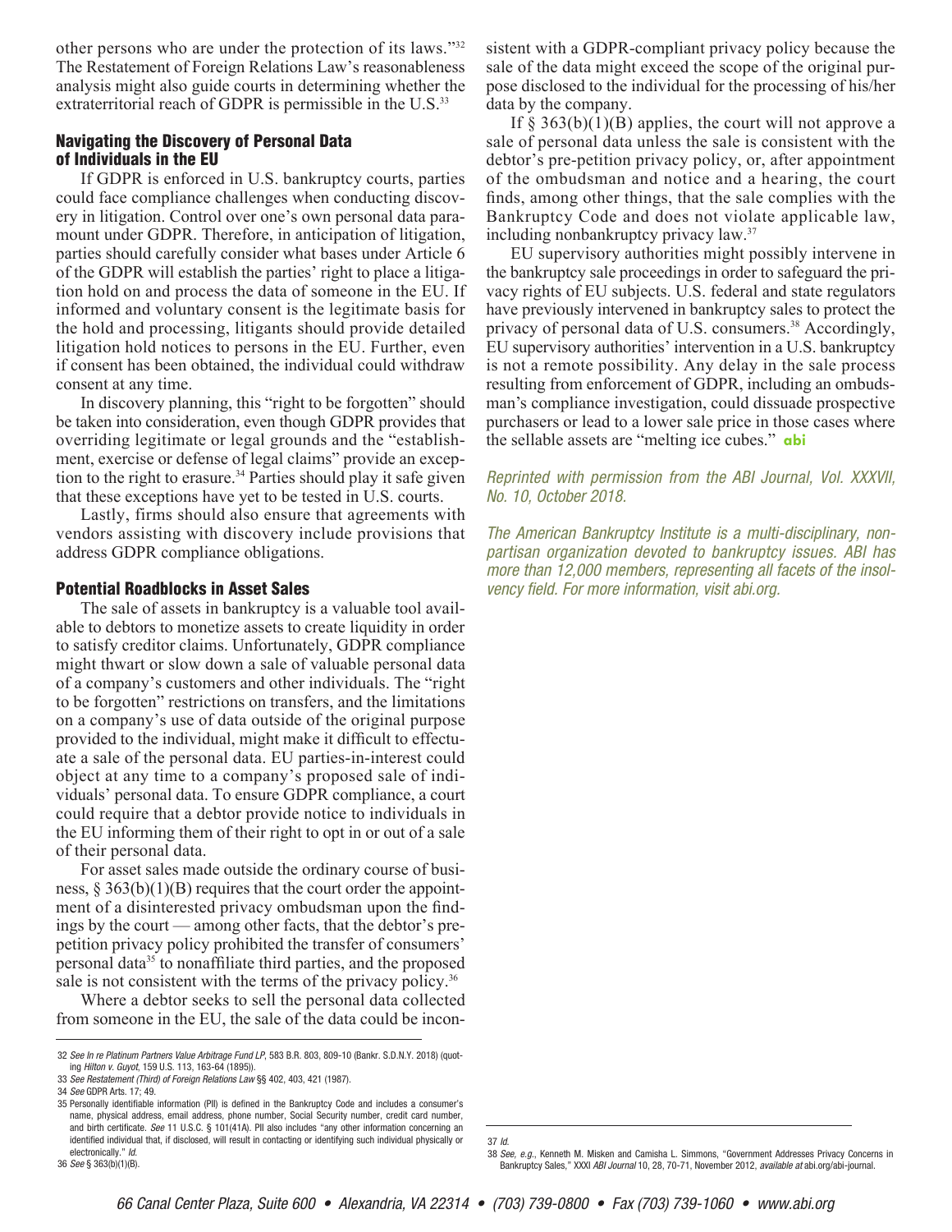other persons who are under the protection of its laws."[32] The Restatement of Foreign Relations Law's reasonableness analysis might also guide courts in determining whether the extraterritorial reach of GDPR is permissible in the U.S.[33]

### Navigating the Discovery of Personal Data of Individuals in the EU

If GDPR is enforced in U.S. bankruptcy courts, parties could face compliance challenges when conducting discovery in litigation. Control over one's own personal data paramount under GDPR. Therefore, in anticipation of litigation, parties should carefully consider what bases under Article 6 of the GDPR will establish the parties' right to place a litigation hold on and process the data of someone in the EU. If informed and voluntary consent is the legitimate basis for the hold and processing, litigants should provide detailed litigation hold notices to persons in the EU. Further, even if consent has been obtained, the individual could withdraw consent at any time.

In discovery planning, this "right to be forgotten" should be taken into consideration, even though GDPR provides that overriding legitimate or legal grounds and the "establishment, exercise or defense of legal claims" provide an exception to the right to erasure.[34] Parties should play it safe given that these exceptions have yet to be tested in U.S. courts.

Lastly, firms should also ensure that agreements with vendors assisting with discovery include provisions that address GDPR compliance obligations.

### Potential Roadblocks in Asset Sales

The sale of assets in bankruptcy is a valuable tool available to debtors to monetize assets to create liquidity in order to satisfy creditor claims. Unfortunately, GDPR compliance might thwart or slow down a sale of valuable personal data of a company's customers and other individuals. The "right to be forgotten" restrictions on transfers, and the limitations on a company's use of data outside of the original purpose provided to the individual, might make it difficult to effectuate a sale of the personal data. EU parties-in-interest could object at any time to a company's proposed sale of individuals' personal data. To ensure GDPR compliance, a court could require that a debtor provide notice to individuals in the EU informing them of their right to opt in or out of a sale of their personal data.

For asset sales made outside the ordinary course of business, § 363(b)(1)(B) requires that the court order the appointment of a disinterested privacy ombudsman upon the findings by the court — among other facts, that the debtor's pre-petition privacy policy prohibited the transfer of consumers' personal data[35] to nonaffiliate third parties, and the proposed sale is not consistent with the terms of the privacy policy.[36]

Where a debtor seeks to sell the personal data collected from someone in the EU, the sale of the data could be inconsistent with a GDPR-compliant privacy policy because the sale of the data might exceed the scope of the original purpose disclosed to the individual for the processing of his/her data by the company.

If § 363(b)(1)(B) applies, the court will not approve a sale of personal data unless the sale is consistent with the debtor's pre-petition privacy policy, or, after appointment of the ombudsman and notice and a hearing, the court finds, among other things, that the sale complies with the Bankruptcy Code and does not violate applicable law, including nonbankruptcy privacy law.[37]

EU supervisory authorities might possibly intervene in the bankruptcy sale proceedings in order to safeguard the privacy rights of EU subjects. U.S. federal and state regulators have previously intervened in bankruptcy sales to protect the privacy of personal data of U.S. consumers.[38] Accordingly, EU supervisory authorities' intervention in a U.S. bankruptcy is not a remote possibility. Any delay in the sale process resulting from enforcement of GDPR, including an ombudsman's compliance investigation, could dissuade prospective purchasers or lead to a lower sale price in those cases where the sellable assets are "melting ice cubes." **abi**

*Reprinted with permission from the ABI Journal, Vol. XXXVII, No. 10, October 2018.*

*The American Bankruptcy Institute is a multi-disciplinary, nonpartisan organization devoted to bankruptcy issues. ABI has more than 12,000 members, representing all facets of the insolvency field. For more information, visit abi.org.*

---

32 *See In re Platinum Partners Value Arbitrage Fund LP*, 583 B.R. 803, 809-10 (Bankr. S.D.N.Y. 2018) (quoting *Hilton v. Guyot*, 159 U.S. 113, 163-64 (1895)).

33 *See Restatement (Third) of Foreign Relations Law* §§ 402, 403, 421 (1987).

34 *See* GDPR Arts. 17; 49.

35 Personally identifiable information (PII) is defined in the Bankruptcy Code and includes a consumer's name, physical address, email address, phone number, Social Security number, credit card number, and birth certificate. *See* 11 U.S.C. § 101(41A). PII also includes "any other information concerning an identified individual that, if disclosed, will result in contacting or identifying such individual physically or electronically." *Id.*

36 *See* § 363(b)(1)(B).

37 *Id.*

38 *See, e.g.*, Kenneth M. Misken and Camisha L. Simmons, "Government Addresses Privacy Concerns in Bankruptcy Sales," XXXI *ABI Journal* 10, 28, 70-71, November 2012, *available at* abi.org/abi-journal.

66 Canal Center Plaza, Suite 600 • Alexandria, VA 22314 • (703) 739-0800 • Fax (703) 739-1060 • www.abi.org